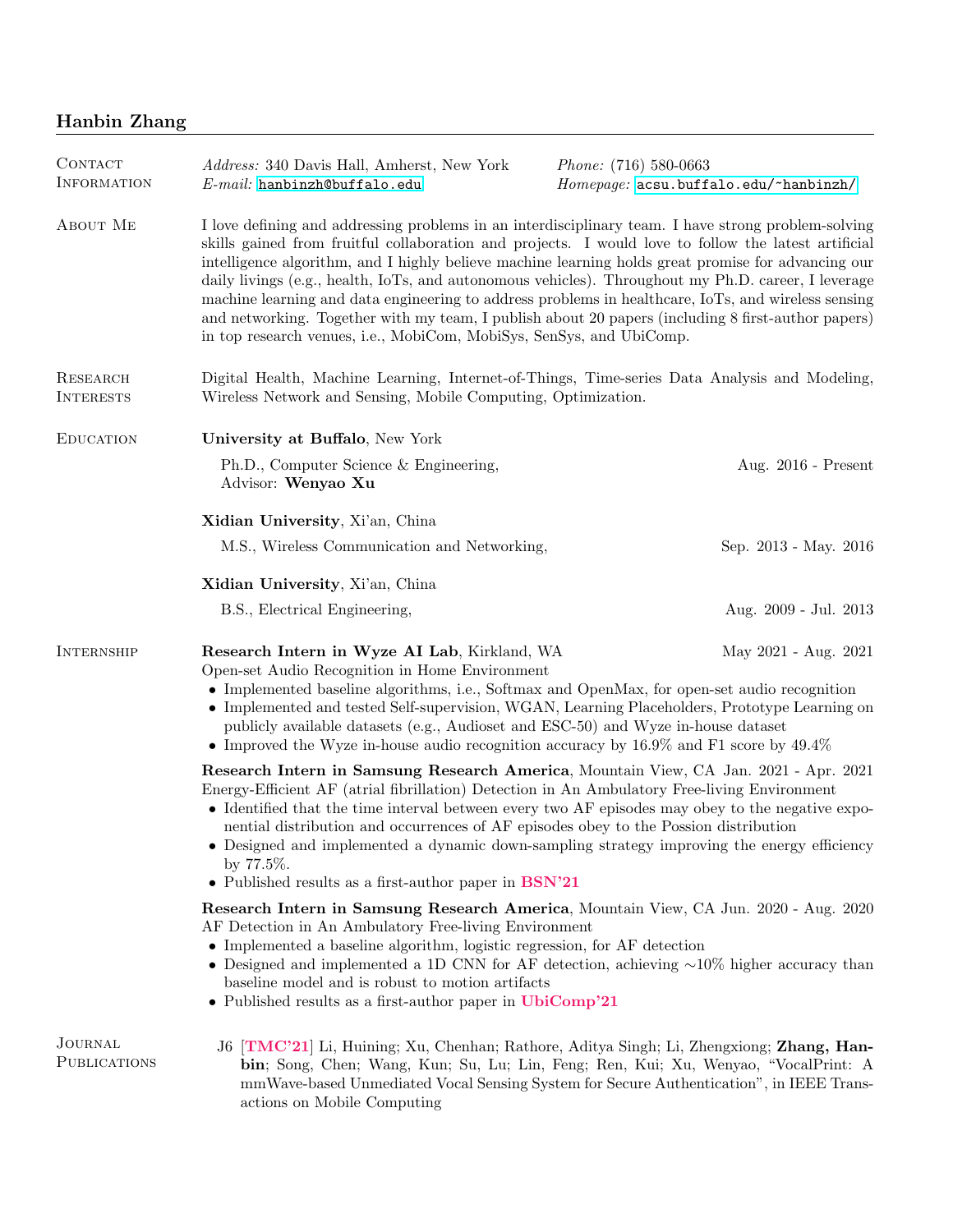# Hanbin Zhang

## Contact Information

*Address:* 340 Davis Hall, Amherst, New York
*Phone:* (716) 580-0663
*E-mail:* hanbinzh@buffalo.edu
*Homepage:* acsu.buffalo.edu/~hanbinzh/

## About Me

I love defining and addressing problems in an interdisciplinary team. I have strong problem-solving skills gained from fruitful collaboration and projects. I would love to follow the latest artificial intelligence algorithm, and I highly believe machine learning holds great promise for advancing our daily livings (e.g., health, IoTs, and autonomous vehicles). Throughout my Ph.D. career, I leverage machine learning and data engineering to address problems in healthcare, IoTs, and wireless sensing and networking. Together with my team, I publish about 20 papers (including 8 first-author papers) in top research venues, i.e., MobiCom, MobiSys, SenSys, and UbiComp.

## Research Interests

Digital Health, Machine Learning, Internet-of-Things, Time-series Data Analysis and Modeling, Wireless Network and Sensing, Mobile Computing, Optimization.

## Education

**University at Buffalo**, New York

Ph.D., Computer Science & Engineering, Aug. 2016 - Present
Advisor: **Wenyao Xu**

**Xidian University**, Xi'an, China

M.S., Wireless Communication and Networking, Sep. 2013 - May. 2016

**Xidian University**, Xi'an, China

B.S., Electrical Engineering, Aug. 2009 - Jul. 2013

## Internship

**Research Intern in Wyze AI Lab**, Kirkland, WA — May 2021 - Aug. 2021
Open-set Audio Recognition in Home Environment

- Implemented baseline algorithms, i.e., Softmax and OpenMax, for open-set audio recognition
- Implemented and tested Self-supervision, WGAN, Learning Placeholders, Prototype Learning on publicly available datasets (e.g., Audioset and ESC-50) and Wyze in-house dataset
- Improved the Wyze in-house audio recognition accuracy by 16.9% and F1 score by 49.4%

**Research Intern in Samsung Research America**, Mountain View, CA — Jan. 2021 - Apr. 2021
Energy-Efficient AF (atrial fibrillation) Detection in An Ambulatory Free-living Environment

- Identified that the time interval between every two AF episodes may obey to the negative exponential distribution and occurrences of AF episodes obey to the Possion distribution
- Designed and implemented a dynamic down-sampling strategy improving the energy efficiency by 77.5%.
- Published results as a first-author paper in **BSN'21**

**Research Intern in Samsung Research America**, Mountain View, CA — Jun. 2020 - Aug. 2020
AF Detection in An Ambulatory Free-living Environment

- Implemented a baseline algorithm, logistic regression, for AF detection
- Designed and implemented a 1D CNN for AF detection, achieving ∼10% higher accuracy than baseline model and is robust to motion artifacts
- Published results as a first-author paper in **UbiComp'21**

## Journal Publications

J6 [**TMC'21**] Li, Huining; Xu, Chenhan; Rathore, Aditya Singh; Li, Zhengxiong; **Zhang, Hanbin**; Song, Chen; Wang, Kun; Su, Lu; Lin, Feng; Ren, Kui; Xu, Wenyao, "VocalPrint: A mmWave-based Unmediated Vocal Sensing System for Secure Authentication", in IEEE Transactions on Mobile Computing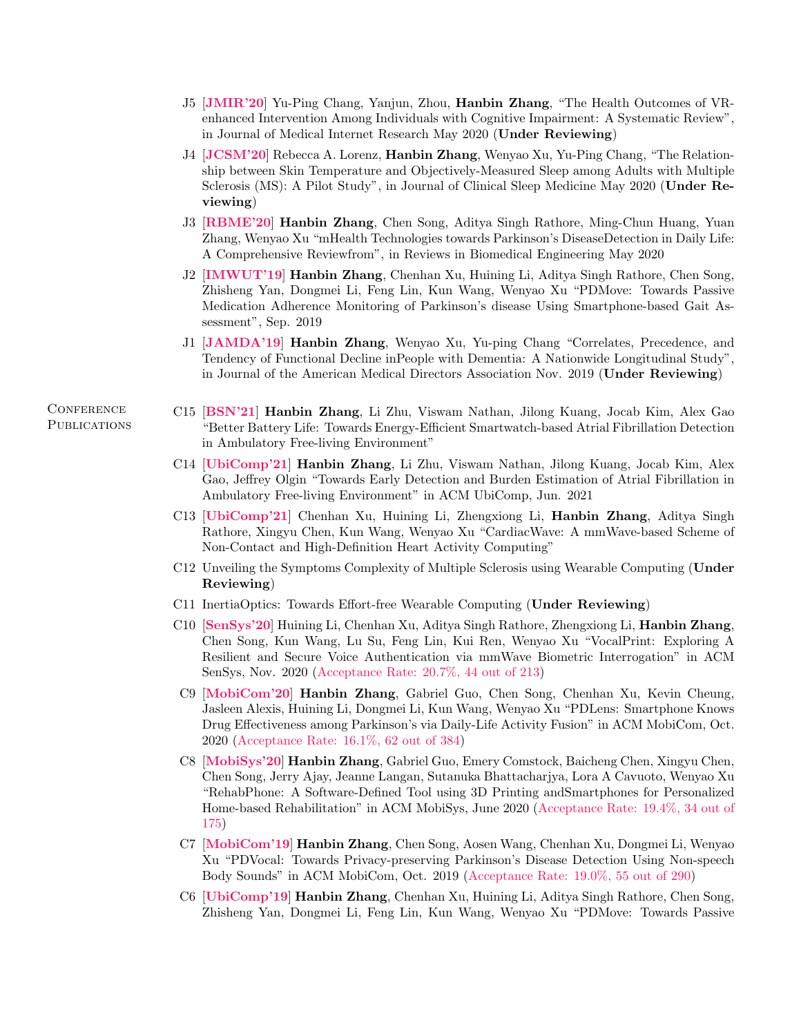- J5 [**JMIR'20**] Yu-Ping Chang, Yanjun, Zhou, **Hanbin Zhang**, "The Health Outcomes of VR-enhanced Intervention Among Individuals with Cognitive Impairment: A Systematic Review", in Journal of Medical Internet Research May 2020 (**Under Reviewing**)
- J4 [**JCSM'20**] Rebecca A. Lorenz, **Hanbin Zhang**, Wenyao Xu, Yu-Ping Chang, "The Relationship between Skin Temperature and Objectively-Measured Sleep among Adults with Multiple Sclerosis (MS): A Pilot Study", in Journal of Clinical Sleep Medicine May 2020 (**Under Reviewing**)
- J3 [**RBME'20**] **Hanbin Zhang**, Chen Song, Aditya Singh Rathore, Ming-Chun Huang, Yuan Zhang, Wenyao Xu "mHealth Technologies towards Parkinson's DiseaseDetection in Daily Life: A Comprehensive Reviewfrom", in Reviews in Biomedical Engineering May 2020
- J2 [**IMWUT'19**] **Hanbin Zhang**, Chenhan Xu, Huining Li, Aditya Singh Rathore, Chen Song, Zhisheng Yan, Dongmei Li, Feng Lin, Kun Wang, Wenyao Xu "PDMove: Towards Passive Medication Adherence Monitoring of Parkinson's disease Using Smartphone-based Gait Assessment", Sep. 2019
- J1 [**JAMDA'19**] **Hanbin Zhang**, Wenyao Xu, Yu-ping Chang "Correlates, Precedence, and Tendency of Functional Decline inPeople with Dementia: A Nationwide Longitudinal Study", in Journal of the American Medical Directors Association Nov. 2019 (**Under Reviewing**)

## Conference Publications

- C15 [**BSN'21**] **Hanbin Zhang**, Li Zhu, Viswam Nathan, Jilong Kuang, Jocab Kim, Alex Gao "Better Battery Life: Towards Energy-Efficient Smartwatch-based Atrial Fibrillation Detection in Ambulatory Free-living Environment"
- C14 [**UbiComp'21**] **Hanbin Zhang**, Li Zhu, Viswam Nathan, Jilong Kuang, Jocab Kim, Alex Gao, Jeffrey Olgin "Towards Early Detection and Burden Estimation of Atrial Fibrillation in Ambulatory Free-living Environment" in ACM UbiComp, Jun. 2021
- C13 [**UbiComp'21**] Chenhan Xu, Huining Li, Zhengxiong Li, **Hanbin Zhang**, Aditya Singh Rathore, Xingyu Chen, Kun Wang, Wenyao Xu "CardiacWave: A mmWave-based Scheme of Non-Contact and High-Definition Heart Activity Computing"
- C12 Unveiling the Symptoms Complexity of Multiple Sclerosis using Wearable Computing (**Under Reviewing**)
- C11 InertiaOptics: Towards Effort-free Wearable Computing (**Under Reviewing**)
- C10 [**SenSys'20**] Huining Li, Chenhan Xu, Aditya Singh Rathore, Zhengxiong Li, **Hanbin Zhang**, Chen Song, Kun Wang, Lu Su, Feng Lin, Kui Ren, Wenyao Xu "VocalPrint: Exploring A Resilient and Secure Voice Authentication via mmWave Biometric Interrogation" in ACM SenSys, Nov. 2020 (Acceptance Rate: 20.7%, 44 out of 213)
- C9 [**MobiCom'20**] **Hanbin Zhang**, Gabriel Guo, Chen Song, Chenhan Xu, Kevin Cheung, Jasleen Alexis, Huining Li, Dongmei Li, Kun Wang, Wenyao Xu "PDLens: Smartphone Knows Drug Effectiveness among Parkinson's via Daily-Life Activity Fusion" in ACM MobiCom, Oct. 2020 (Acceptance Rate: 16.1%, 62 out of 384)
- C8 [**MobiSys'20**] **Hanbin Zhang**, Gabriel Guo, Emery Comstock, Baicheng Chen, Xingyu Chen, Chen Song, Jerry Ajay, Jeanne Langan, Sutanuka Bhattacharjya, Lora A Cavuoto, Wenyao Xu "RehabPhone: A Software-Defined Tool using 3D Printing andSmartphones for Personalized Home-based Rehabilitation" in ACM MobiSys, June 2020 (Acceptance Rate: 19.4%, 34 out of 175)
- C7 [**MobiCom'19**] **Hanbin Zhang**, Chen Song, Aosen Wang, Chenhan Xu, Dongmei Li, Wenyao Xu "PDVocal: Towards Privacy-preserving Parkinson's Disease Detection Using Non-speech Body Sounds" in ACM MobiCom, Oct. 2019 (Acceptance Rate: 19.0%, 55 out of 290)
- C6 [**UbiComp'19**] **Hanbin Zhang**, Chenhan Xu, Huining Li, Aditya Singh Rathore, Chen Song, Zhisheng Yan, Dongmei Li, Feng Lin, Kun Wang, Wenyao Xu "PDMove: Towards Passive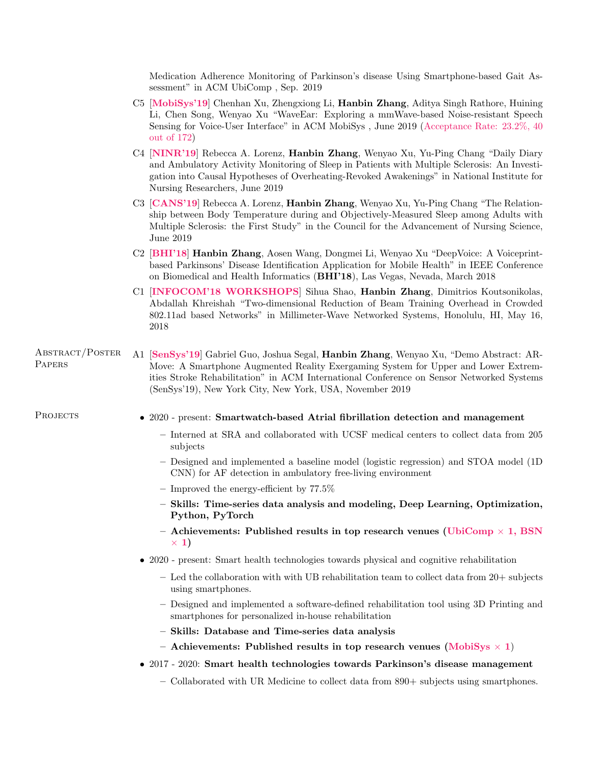Medication Adherence Monitoring of Parkinson's disease Using Smartphone-based Gait Assessment" in ACM UbiComp , Sep. 2019

C5 [**MobiSys'19**] Chenhan Xu, Zhengxiong Li, **Hanbin Zhang**, Aditya Singh Rathore, Huining Li, Chen Song, Wenyao Xu "WaveEar: Exploring a mmWave-based Noise-resistant Speech Sensing for Voice-User Interface" in ACM MobiSys , June 2019 (Acceptance Rate: 23.2%, 40 out of 172)

C4 [**NINR'19**] Rebecca A. Lorenz, **Hanbin Zhang**, Wenyao Xu, Yu-Ping Chang "Daily Diary and Ambulatory Activity Monitoring of Sleep in Patients with Multiple Sclerosis: An Investigation into Causal Hypotheses of Overheating-Revoked Awakenings" in National Institute for Nursing Researchers, June 2019

C3 [**CANS'19**] Rebecca A. Lorenz, **Hanbin Zhang**, Wenyao Xu, Yu-Ping Chang "The Relationship between Body Temperature during and Objectively-Measured Sleep among Adults with Multiple Sclerosis: the First Study" in the Council for the Advancement of Nursing Science, June 2019

C2 [**BHI'18**] **Hanbin Zhang**, Aosen Wang, Dongmei Li, Wenyao Xu "DeepVoice: A Voiceprint-based Parkinsons' Disease Identification Application for Mobile Health" in IEEE Conference on Biomedical and Health Informatics (**BHI'18**), Las Vegas, Nevada, March 2018

C1 [**INFOCOM'18 WORKSHOPS**] Sihua Shao, **Hanbin Zhang**, Dimitrios Koutsonikolas, Abdallah Khreishah "Two-dimensional Reduction of Beam Training Overhead in Crowded 802.11ad based Networks" in Millimeter-Wave Networked Systems, Honolulu, HI, May 16, 2018

## Abstract/Poster Papers

A1 [**SenSys'19**] Gabriel Guo, Joshua Segal, **Hanbin Zhang**, Wenyao Xu, "Demo Abstract: AR-Move: A Smartphone Augmented Reality Exergaming System for Upper and Lower Extremities Stroke Rehabilitation" in ACM International Conference on Sensor Networked Systems (SenSys'19), New York City, New York, USA, November 2019

## Projects

- 2020 - present: **Smartwatch-based Atrial fibrillation detection and management**
  - Interned at SRA and collaborated with UCSF medical centers to collect data from 205 subjects
  - Designed and implemented a baseline model (logistic regression) and STOA model (1D CNN) for AF detection in ambulatory free-living environment
  - Improved the energy-efficient by 77.5%
  - **Skills: Time-series data analysis and modeling, Deep Learning, Optimization, Python, PyTorch**
  - **Achievements: Published results in top research venues (UbiComp × 1, BSN × 1)**
- 2020 - present: Smart health technologies towards physical and cognitive rehabilitation
  - Led the collaboration with with UB rehabilitation team to collect data from 20+ subjects using smartphones.
  - Designed and implemented a software-defined rehabilitation tool using 3D Printing and smartphones for personalized in-house rehabilitation
  - **Skills: Database and Time-series data analysis**
  - **Achievements: Published results in top research venues (MobiSys × 1)**
- 2017 - 2020: **Smart health technologies towards Parkinson's disease management**
  - Collaborated with UR Medicine to collect data from 890+ subjects using smartphones.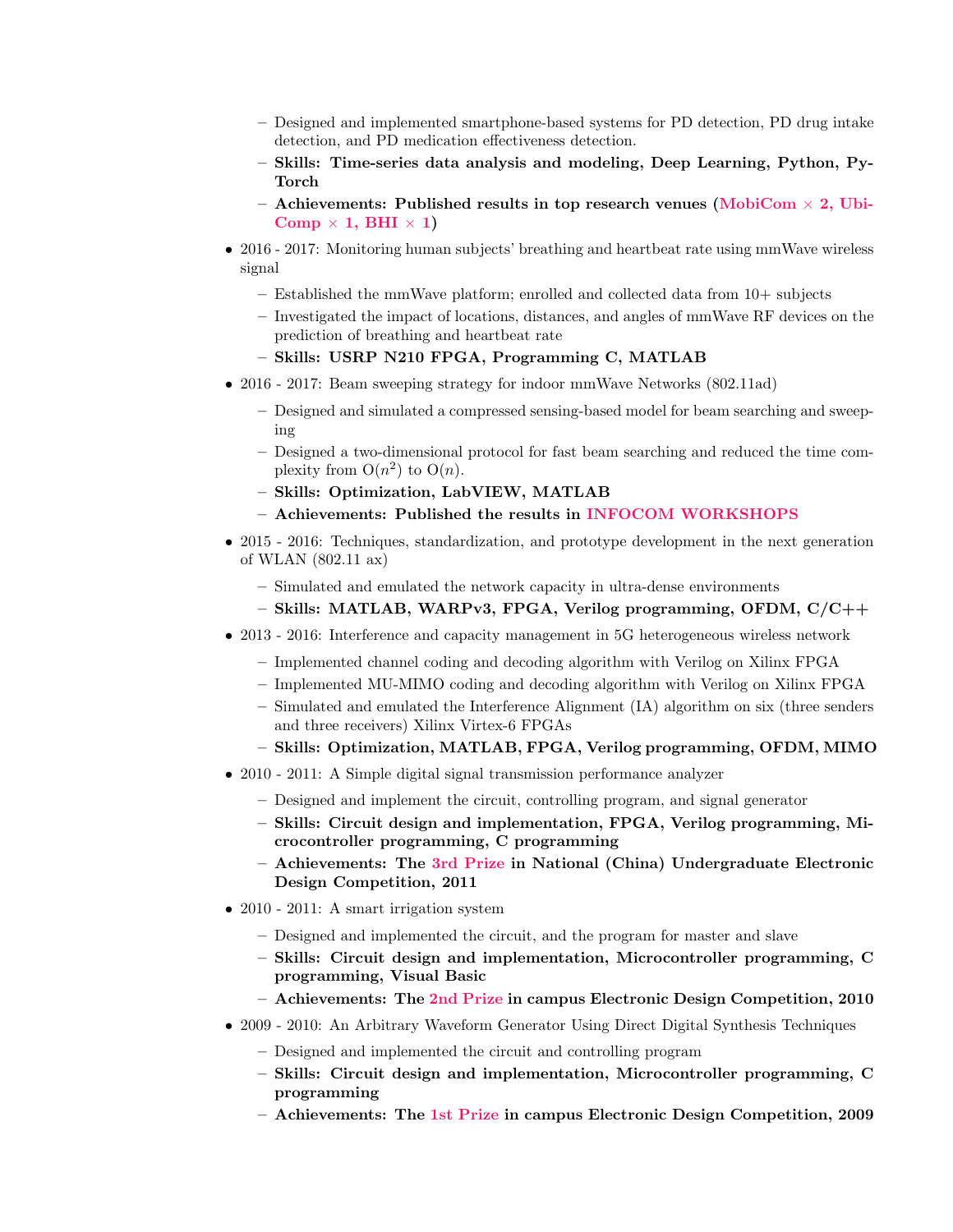- Designed and implemented smartphone-based systems for PD detection, PD drug intake detection, and PD medication effectiveness detection.
  - **Skills: Time-series data analysis and modeling, Deep Learning, Python, PyTorch**
  - **Achievements: Published results in top research venues (MobiCom × 2, UbiComp × 1, BHI × 1)**

- 2016 - 2017: Monitoring human subjects' breathing and heartbeat rate using mmWave wireless signal
  - Established the mmWave platform; enrolled and collected data from 10+ subjects
  - Investigated the impact of locations, distances, and angles of mmWave RF devices on the prediction of breathing and heartbeat rate
  - **Skills: USRP N210 FPGA, Programming C, MATLAB**

- 2016 - 2017: Beam sweeping strategy for indoor mmWave Networks (802.11ad)
  - Designed and simulated a compressed sensing-based model for beam searching and sweeping
  - Designed a two-dimensional protocol for fast beam searching and reduced the time complexity from $O(n^2)$ to $O(n)$.
  - **Skills: Optimization, LabVIEW, MATLAB**
  - **Achievements: Published the results in INFOCOM WORKSHOPS**

- 2015 - 2016: Techniques, standardization, and prototype development in the next generation of WLAN (802.11 ax)
  - Simulated and emulated the network capacity in ultra-dense environments
  - **Skills: MATLAB, WARPv3, FPGA, Verilog programming, OFDM, C/C++**

- 2013 - 2016: Interference and capacity management in 5G heterogeneous wireless network
  - Implemented channel coding and decoding algorithm with Verilog on Xilinx FPGA
  - Implemented MU-MIMO coding and decoding algorithm with Verilog on Xilinx FPGA
  - Simulated and emulated the Interference Alignment (IA) algorithm on six (three senders and three receivers) Xilinx Virtex-6 FPGAs
  - **Skills: Optimization, MATLAB, FPGA, Verilog programming, OFDM, MIMO**

- 2010 - 2011: A Simple digital signal transmission performance analyzer
  - Designed and implement the circuit, controlling program, and signal generator
  - **Skills: Circuit design and implementation, FPGA, Verilog programming, Microcontroller programming, C programming**
  - **Achievements: The 3rd Prize in National (China) Undergraduate Electronic Design Competition, 2011**

- 2010 - 2011: A smart irrigation system
  - Designed and implemented the circuit, and the program for master and slave
  - **Skills: Circuit design and implementation, Microcontroller programming, C programming, Visual Basic**
  - **Achievements: The 2nd Prize in campus Electronic Design Competition, 2010**

- 2009 - 2010: An Arbitrary Waveform Generator Using Direct Digital Synthesis Techniques
  - Designed and implemented the circuit and controlling program
  - **Skills: Circuit design and implementation, Microcontroller programming, C programming**
  - **Achievements: The 1st Prize in campus Electronic Design Competition, 2009**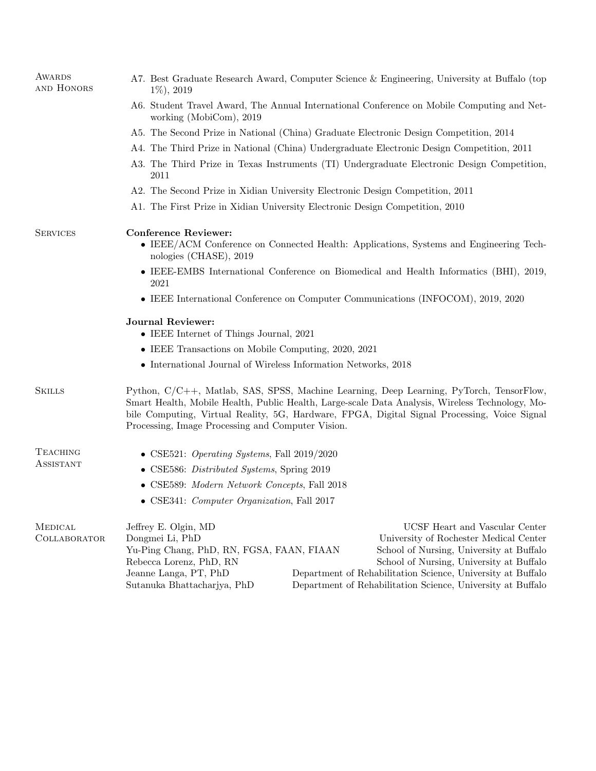## Awards and Honors

- A7. Best Graduate Research Award, Computer Science & Engineering, University at Buffalo (top 1%), 2019
- A6. Student Travel Award, The Annual International Conference on Mobile Computing and Networking (MobiCom), 2019
- A5. The Second Prize in National (China) Graduate Electronic Design Competition, 2014
- A4. The Third Prize in National (China) Undergraduate Electronic Design Competition, 2011
- A3. The Third Prize in Texas Instruments (TI) Undergraduate Electronic Design Competition, 2011
- A2. The Second Prize in Xidian University Electronic Design Competition, 2011
- A1. The First Prize in Xidian University Electronic Design Competition, 2010

## Services

**Conference Reviewer:**

- IEEE/ACM Conference on Connected Health: Applications, Systems and Engineering Technologies (CHASE), 2019
- IEEE-EMBS International Conference on Biomedical and Health Informatics (BHI), 2019, 2021
- IEEE International Conference on Computer Communications (INFOCOM), 2019, 2020

**Journal Reviewer:**

- IEEE Internet of Things Journal, 2021
- IEEE Transactions on Mobile Computing, 2020, 2021
- International Journal of Wireless Information Networks, 2018

## Skills

Python, C/C++, Matlab, SAS, SPSS, Machine Learning, Deep Learning, PyTorch, TensorFlow, Smart Health, Mobile Health, Public Health, Large-scale Data Analysis, Wireless Technology, Mobile Computing, Virtual Reality, 5G, Hardware, FPGA, Digital Signal Processing, Voice Signal Processing, Image Processing and Computer Vision.

## Teaching Assistant

- CSE521: *Operating Systems*, Fall 2019/2020
- CSE586: *Distributed Systems*, Spring 2019
- CSE589: *Modern Network Concepts*, Fall 2018
- CSE341: *Computer Organization*, Fall 2017

## Medical Collaborator

| | |
|---|---|
| Jeffrey E. Olgin, MD | UCSF Heart and Vascular Center |
| Dongmei Li, PhD | University of Rochester Medical Center |
| Yu-Ping Chang, PhD, RN, FGSA, FAAN, FIAAN | School of Nursing, University at Buffalo |
| Rebecca Lorenz, PhD, RN | School of Nursing, University at Buffalo |
| Jeanne Langa, PT, PhD | Department of Rehabilitation Science, University at Buffalo |
| Sutanuka Bhattacharjya, PhD | Department of Rehabilitation Science, University at Buffalo |